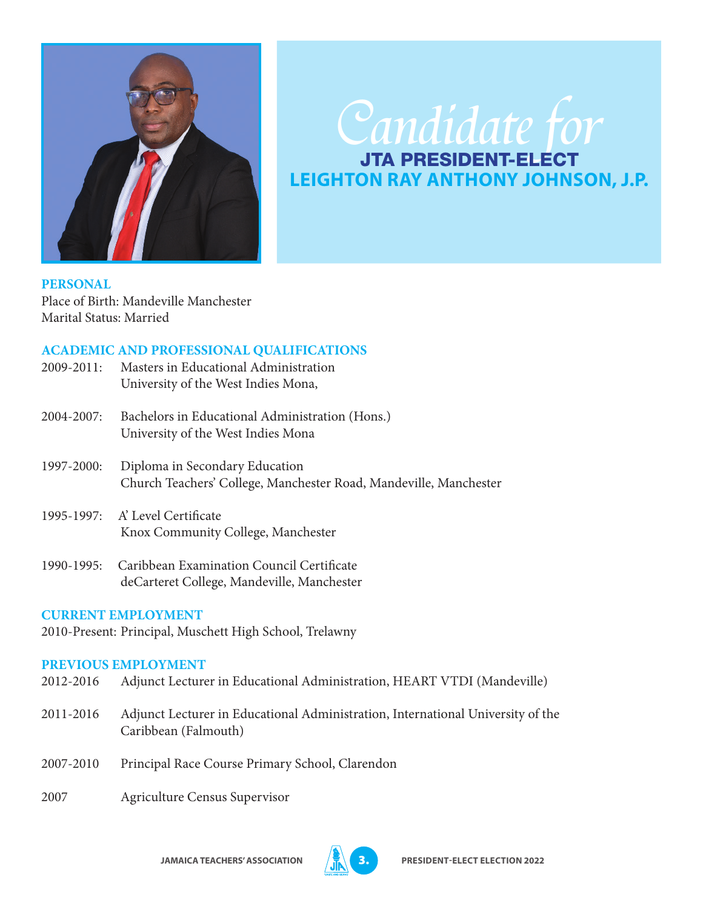# Candidate for

## JTA PRESIDENT-ELECT

## LEIGHTON RAY ANTHONY JOHNSON, J.P.

### PERSONAL

Place of Birth: Mandeville Manchester
Marital Status: Married

### ACADEMIC AND PROFESSIONAL QUALIFICATIONS

2009-2011: Masters in Educational Administration
University of the West Indies Mona,

2004-2007: Bachelors in Educational Administration (Hons.)
University of the West Indies Mona

1997-2000: Diploma in Secondary Education
Church Teachers' College, Manchester Road, Mandeville, Manchester

1995-1997: A' Level Certificate
Knox Community College, Manchester

1990-1995: Caribbean Examination Council Certificate
deCarteret College, Mandeville, Manchester

### CURRENT EMPLOYMENT

2010-Present: Principal, Muschett High School, Trelawny

### PREVIOUS EMPLOYMENT

2012-2016 Adjunct Lecturer in Educational Administration, HEART VTDI (Mandeville)

2011-2016 Adjunct Lecturer in Educational Administration, International University of the Caribbean (Falmouth)

2007-2010 Principal Race Course Primary School, Clarendon

2007 Agriculture Census Supervisor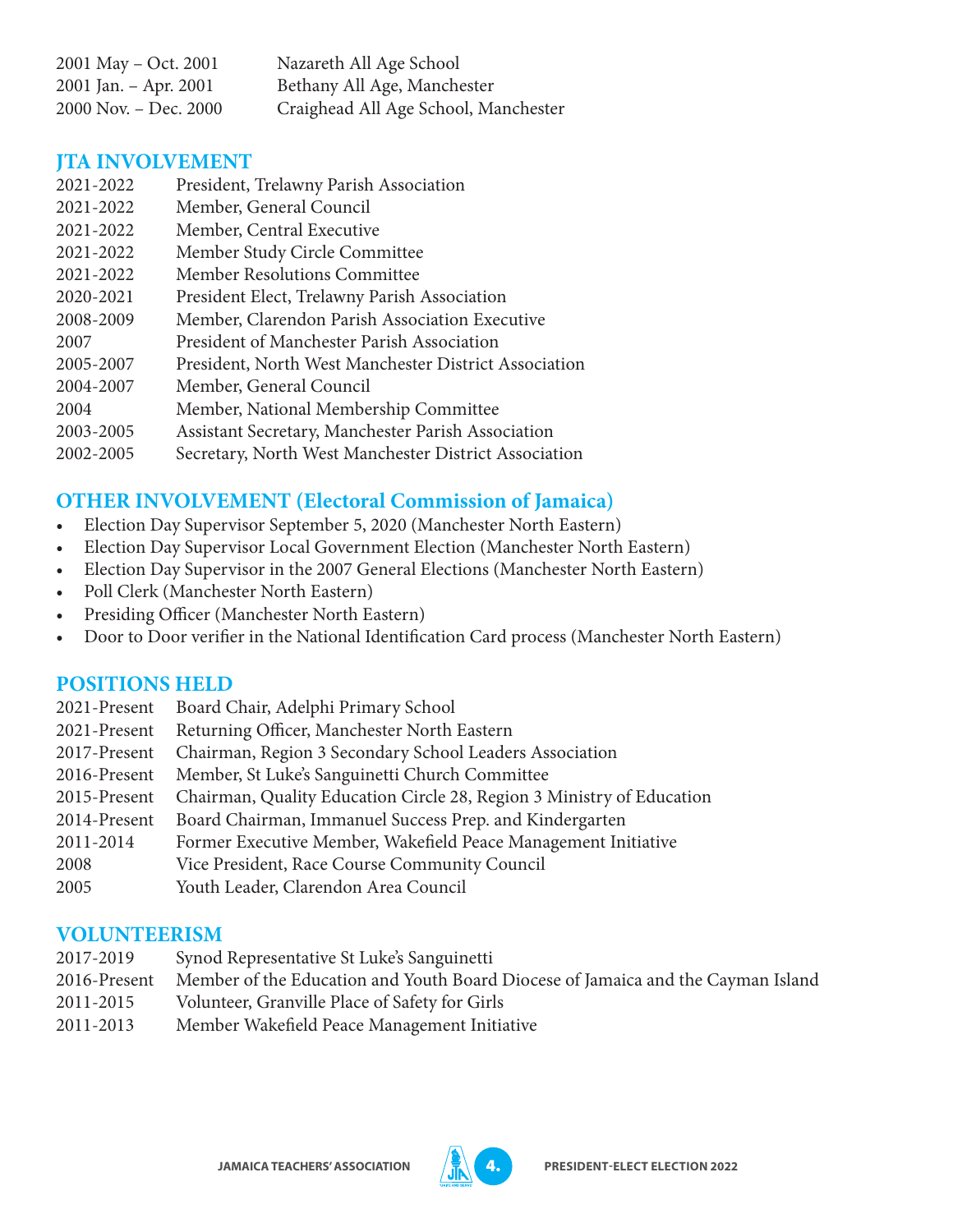| | |
|---|---|
| 2001 May – Oct. 2001 | Nazareth All Age School |
| 2001 Jan. – Apr. 2001 | Bethany All Age, Manchester |
| 2000 Nov. – Dec. 2000 | Craighead All Age School, Manchester |

## JTA INVOLVEMENT

| | |
|---|---|
| 2021-2022 | President, Trelawny Parish Association |
| 2021-2022 | Member, General Council |
| 2021-2022 | Member, Central Executive |
| 2021-2022 | Member Study Circle Committee |
| 2021-2022 | Member Resolutions Committee |
| 2020-2021 | President Elect, Trelawny Parish Association |
| 2008-2009 | Member, Clarendon Parish Association Executive |
| 2007 | President of Manchester Parish Association |
| 2005-2007 | President, North West Manchester District Association |
| 2004-2007 | Member, General Council |
| 2004 | Member, National Membership Committee |
| 2003-2005 | Assistant Secretary, Manchester Parish Association |
| 2002-2005 | Secretary, North West Manchester District Association |

## OTHER INVOLVEMENT (Electoral Commission of Jamaica)

- Election Day Supervisor September 5, 2020 (Manchester North Eastern)
- Election Day Supervisor Local Government Election (Manchester North Eastern)
- Election Day Supervisor in the 2007 General Elections (Manchester North Eastern)
- Poll Clerk (Manchester North Eastern)
- Presiding Officer (Manchester North Eastern)
- Door to Door verifier in the National Identification Card process (Manchester North Eastern)

## POSITIONS HELD

| | |
|---|---|
| 2021-Present | Board Chair, Adelphi Primary School |
| 2021-Present | Returning Officer, Manchester North Eastern |
| 2017-Present | Chairman, Region 3 Secondary School Leaders Association |
| 2016-Present | Member, St Luke's Sanguinetti Church Committee |
| 2015-Present | Chairman, Quality Education Circle 28, Region 3 Ministry of Education |
| 2014-Present | Board Chairman, Immanuel Success Prep. and Kindergarten |
| 2011-2014 | Former Executive Member, Wakefield Peace Management Initiative |
| 2008 | Vice President, Race Course Community Council |
| 2005 | Youth Leader, Clarendon Area Council |

## VOLUNTEERISM

| | |
|---|---|
| 2017-2019 | Synod Representative St Luke's Sanguinetti |
| 2016-Present | Member of the Education and Youth Board Diocese of Jamaica and the Cayman Island |
| 2011-2015 | Volunteer, Granville Place of Safety for Girls |
| 2011-2013 | Member Wakefield Peace Management Initiative |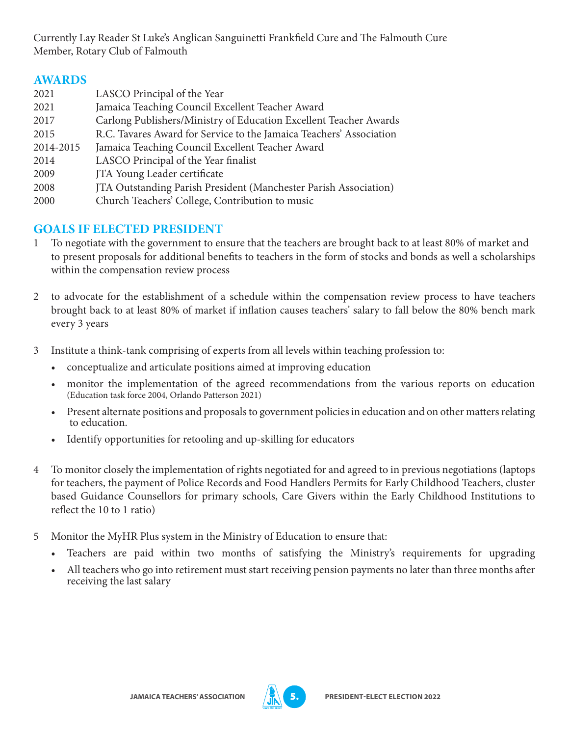Currently Lay Reader St Luke's Anglican Sanguinetti Frankfield Cure and The Falmouth Cure
Member, Rotary Club of Falmouth

## AWARDS

| | |
|---|---|
| 2021 | LASCO Principal of the Year |
| 2021 | Jamaica Teaching Council Excellent Teacher Award |
| 2017 | Carlong Publishers/Ministry of Education Excellent Teacher Awards |
| 2015 | R.C. Tavares Award for Service to the Jamaica Teachers' Association |
| 2014-2015 | Jamaica Teaching Council Excellent Teacher Award |
| 2014 | LASCO Principal of the Year finalist |
| 2009 | JTA Young Leader certificate |
| 2008 | JTA Outstanding Parish President (Manchester Parish Association) |
| 2000 | Church Teachers' College, Contribution to music |

## GOALS IF ELECTED PRESIDENT

1. To negotiate with the government to ensure that the teachers are brought back to at least 80% of market and to present proposals for additional benefits to teachers in the form of stocks and bonds as well a scholarships within the compensation review process

2. to advocate for the establishment of a schedule within the compensation review process to have teachers brought back to at least 80% of market if inflation causes teachers' salary to fall below the 80% bench mark every 3 years

3. Institute a think-tank comprising of experts from all levels within teaching profession to:
   - conceptualize and articulate positions aimed at improving education
   - monitor the implementation of the agreed recommendations from the various reports on education (Education task force 2004, Orlando Patterson 2021)
   - Present alternate positions and proposals to government policies in education and on other matters relating to education.
   - Identify opportunities for retooling and up-skilling for educators

4. To monitor closely the implementation of rights negotiated for and agreed to in previous negotiations (laptops for teachers, the payment of Police Records and Food Handlers Permits for Early Childhood Teachers, cluster based Guidance Counsellors for primary schools, Care Givers within the Early Childhood Institutions to reflect the 10 to 1 ratio)

5. Monitor the MyHR Plus system in the Ministry of Education to ensure that:
   - Teachers are paid within two months of satisfying the Ministry's requirements for upgrading
   - All teachers who go into retirement must start receiving pension payments no later than three months after receiving the last salary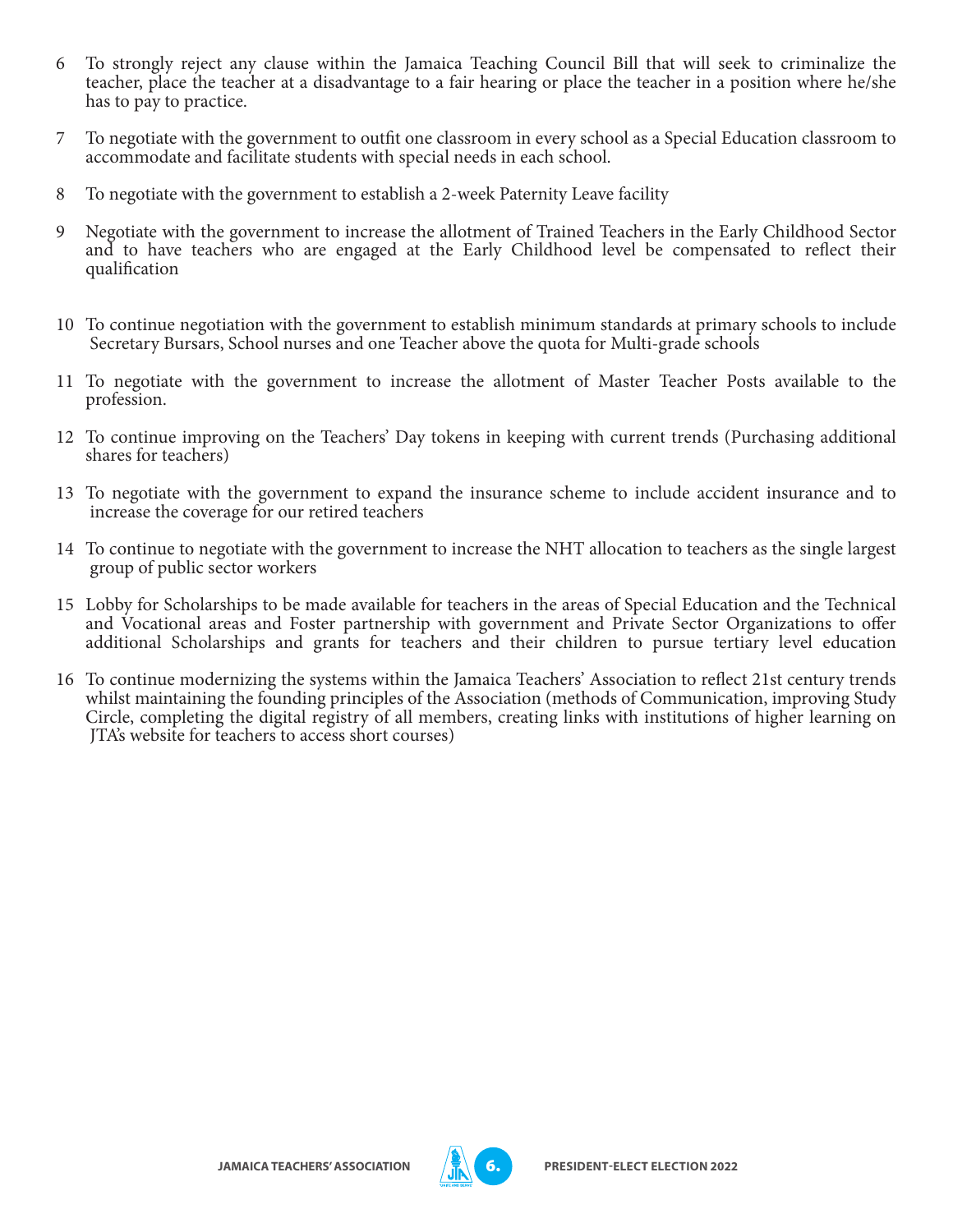6. To strongly reject any clause within the Jamaica Teaching Council Bill that will seek to criminalize the teacher, place the teacher at a disadvantage to a fair hearing or place the teacher in a position where he/she has to pay to practice.

7. To negotiate with the government to outfit one classroom in every school as a Special Education classroom to accommodate and facilitate students with special needs in each school.

8. To negotiate with the government to establish a 2-week Paternity Leave facility

9. Negotiate with the government to increase the allotment of Trained Teachers in the Early Childhood Sector and to have teachers who are engaged at the Early Childhood level be compensated to reflect their qualification

10. To continue negotiation with the government to establish minimum standards at primary schools to include Secretary Bursars, School nurses and one Teacher above the quota for Multi-grade schools

11. To negotiate with the government to increase the allotment of Master Teacher Posts available to the profession.

12. To continue improving on the Teachers' Day tokens in keeping with current trends (Purchasing additional shares for teachers)

13. To negotiate with the government to expand the insurance scheme to include accident insurance and to increase the coverage for our retired teachers

14. To continue to negotiate with the government to increase the NHT allocation to teachers as the single largest group of public sector workers

15. Lobby for Scholarships to be made available for teachers in the areas of Special Education and the Technical and Vocational areas and Foster partnership with government and Private Sector Organizations to offer additional Scholarships and grants for teachers and their children to pursue tertiary level education

16. To continue modernizing the systems within the Jamaica Teachers' Association to reflect 21st century trends whilst maintaining the founding principles of the Association (methods of Communication, improving Study Circle, completing the digital registry of all members, creating links with institutions of higher learning on JTA's website for teachers to access short courses)